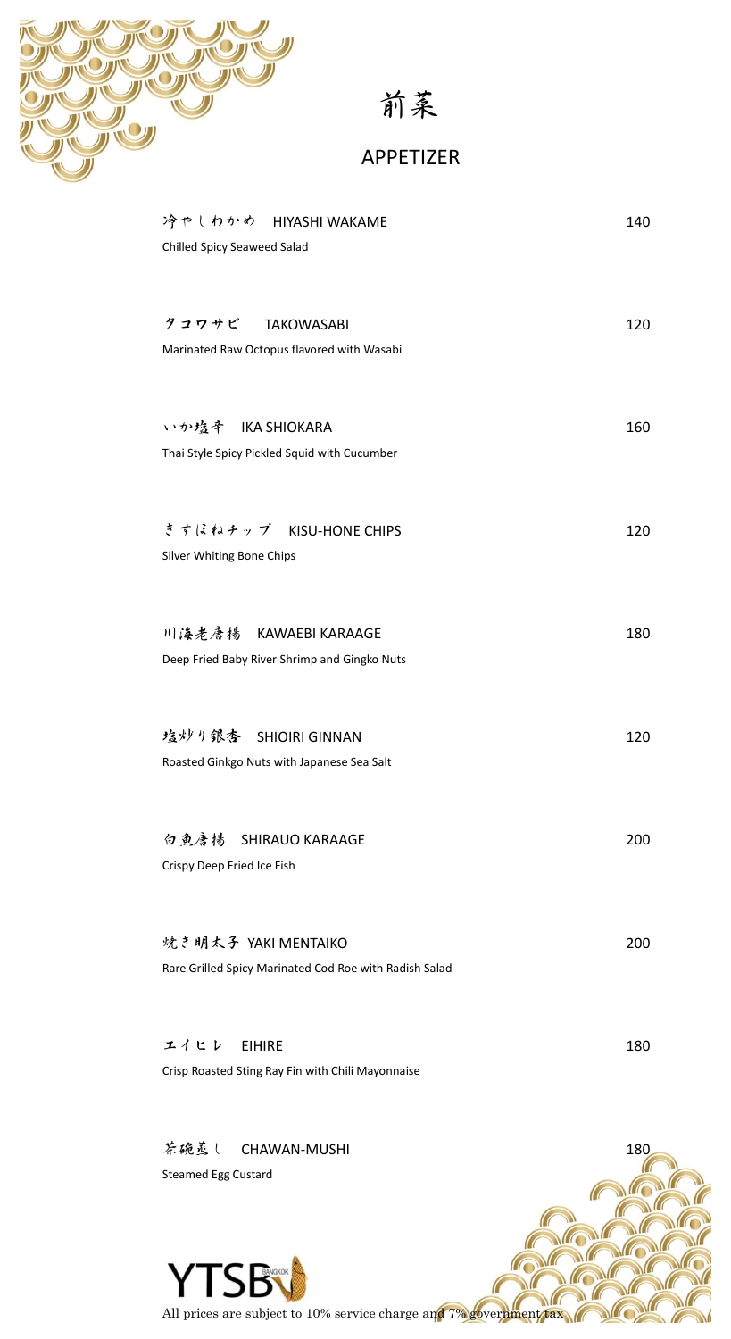# 前菜

## APPETIZER

冷やしわかめ　HIYASHI WAKAME — 140
Chilled Spicy Seaweed Salad

タコワサビ　TAKOWASABI — 120
Marinated Raw Octopus flavored with Wasabi

いか塩辛　IKA SHIOKARA — 160
Thai Style Spicy Pickled Squid with Cucumber

きすほねチップ　KISU-HONE CHIPS — 120
Silver Whiting Bone Chips

川海老唐揚　KAWAEBI KARAAGE — 180
Deep Fried Baby River Shrimp and Gingko Nuts

塩炒り銀杏　SHIOIRI GINNAN — 120
Roasted Ginkgo Nuts with Japanese Sea Salt

白魚唐揚　SHIRAUO KARAAGE — 200
Crispy Deep Fried Ice Fish

焼き明太子 YAKI MENTAIKO — 200
Rare Grilled Spicy Marinated Cod Roe with Radish Salad

エイヒレ　EIHIRE — 180
Crisp Roasted Sting Ray Fin with Chili Mayonnaise

茶碗蒸し　CHAWAN-MUSHI — 180
Steamed Egg Custard

YTSB BANGKOK

All prices are subject to 10% service charge and 7% government tax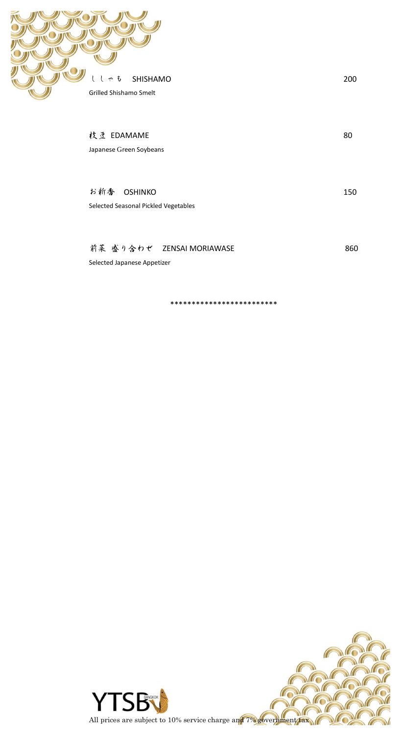ししゃも　SHISHAMO 200

Grilled Shishamo Smelt

枝豆 EDAMAME 80

Japanese Green Soybeans

お新香　OSHINKO 150

Selected Seasonal Pickled Vegetables

前菜 盛り合わせ　ZENSAI MORIAWASE 860

Selected Japanese Appetizer

*************************

YTSB BANGKOK

All prices are subject to 10% service charge and 7% government tax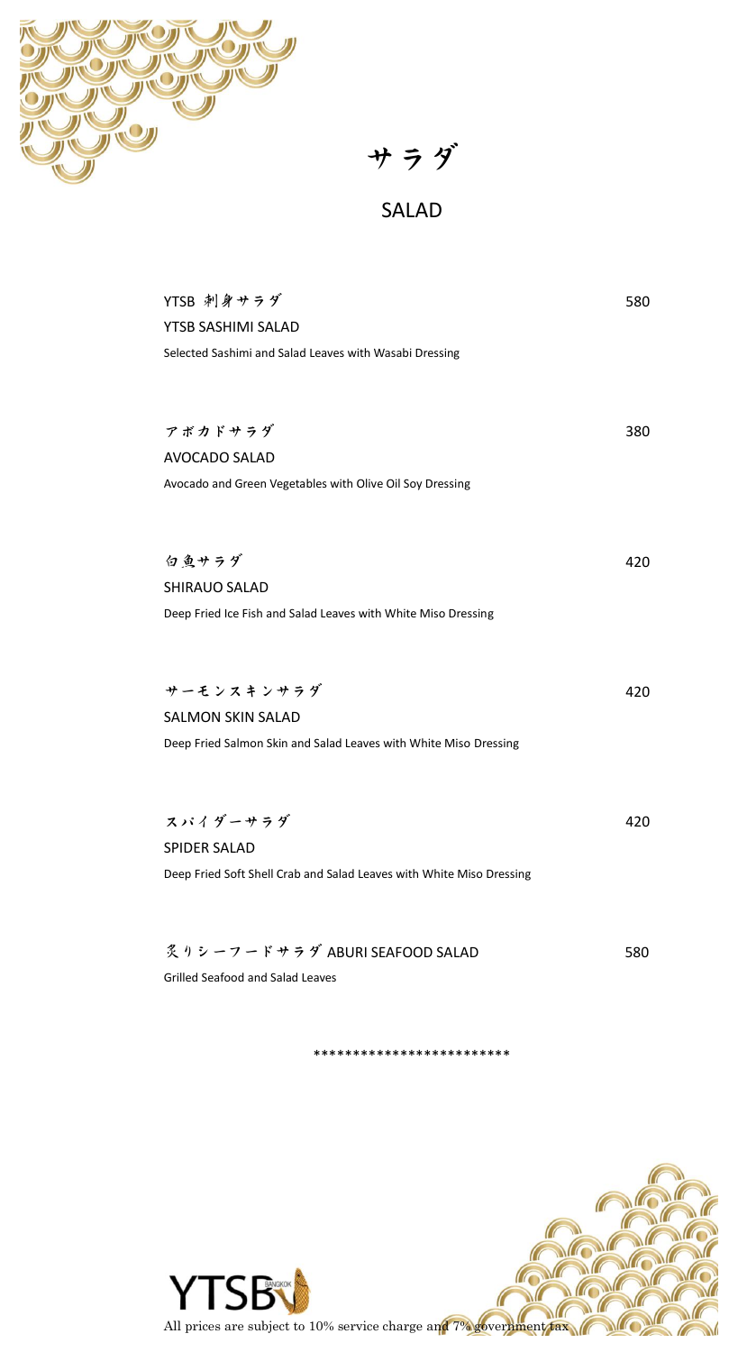# サラダ

## SALAD

**YTSB 刺身サラダ** 580
**YTSB SASHIMI SALAD**
Selected Sashimi and Salad Leaves with Wasabi Dressing

**アボカドサラダ** 380
**AVOCADO SALAD**
Avocado and Green Vegetables with Olive Oil Soy Dressing

**白魚サラダ** 420
**SHIRAUO SALAD**
Deep Fried Ice Fish and Salad Leaves with White Miso Dressing

**サーモンスキンサラダ** 420
**SALMON SKIN SALAD**
Deep Fried Salmon Skin and Salad Leaves with White Miso Dressing

**スパイダーサラダ** 420
**SPIDER SALAD**
Deep Fried Soft Shell Crab and Salad Leaves with White Miso Dressing

**炙りシーフードサラダ ABURI SEAFOOD SALAD** 580
Grilled Seafood and Salad Leaves

************************

All prices are subject to 10% service charge and 7% government tax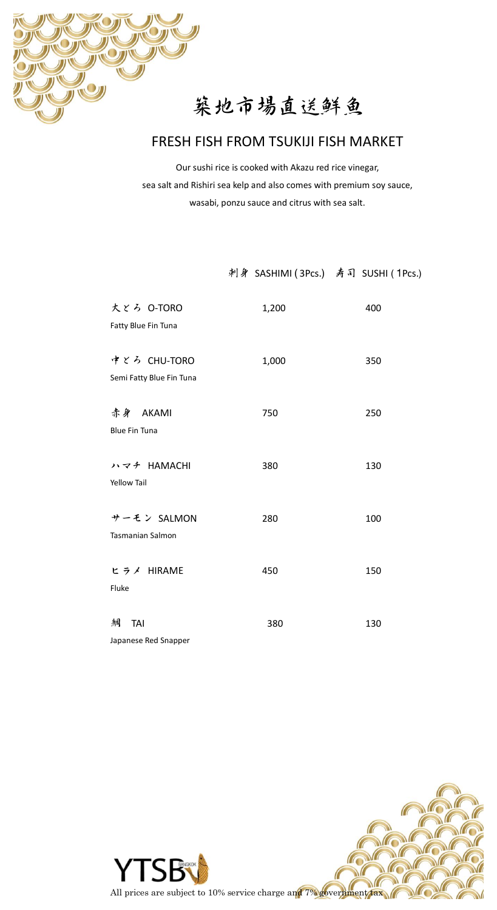# 築地市場直送鮮魚

## FRESH FISH FROM TSUKIJI FISH MARKET

Our sushi rice is cooked with Akazu red rice vinegar,
sea salt and Rishiri sea kelp and also comes with premium soy sauce,
wasabi, ponzu sauce and citrus with sea salt.

| | 刺身 SASHIMI ( 3Pcs.) | 寿司 SUSHI ( 1Pcs.) |
|---|---|---|
| 大とろ O-TORO<br>Fatty Blue Fin Tuna | 1,200 | 400 |
| 中とろ CHU-TORO<br>Semi Fatty Blue Fin Tuna | 1,000 | 350 |
| 赤身 AKAMI<br>Blue Fin Tuna | 750 | 250 |
| ハマチ HAMACHI<br>Yellow Tail | 380 | 130 |
| サーモン SALMON<br>Tasmanian Salmon | 280 | 100 |
| ヒラメ HIRAME<br>Fluke | 450 | 150 |
| 鯛 TAI<br>Japanese Red Snapper | 380 | 130 |

YTSB BANGKOK

All prices are subject to 10% service charge and 7% government tax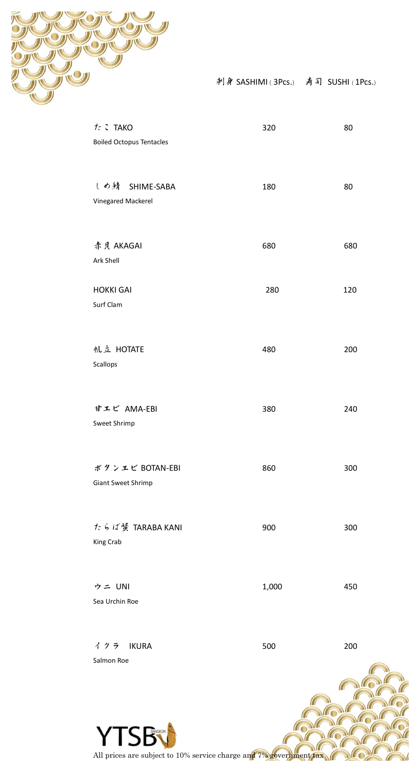| | 刺身 SASHIMI (3Pcs.) | 寿司 SUSHI (1Pcs.) |
|---|---|---|
| たこ TAKO<br>Boiled Octopus Tentacles | 320 | 80 |
| しめ鯖 SHIME-SABA<br>Vinegared Mackerel | 180 | 80 |
| 赤貝 AKAGAI<br>Ark Shell | 680 | 680 |
| HOKKI GAI<br>Surf Clam | 280 | 120 |
| 帆立 HOTATE<br>Scallops | 480 | 200 |
| 甘エビ AMA-EBI<br>Sweet Shrimp | 380 | 240 |
| ボタンエビ BOTAN-EBI<br>Giant Sweet Shrimp | 860 | 300 |
| たらば蟹 TARABA KANI<br>King Crab | 900 | 300 |
| ウニ UNI<br>Sea Urchin Roe | 1,000 | 450 |
| イクラ IKURA<br>Salmon Roe | 500 | 200 |

YTSB BANGKOK

All prices are subject to 10% service charge and 7% government tax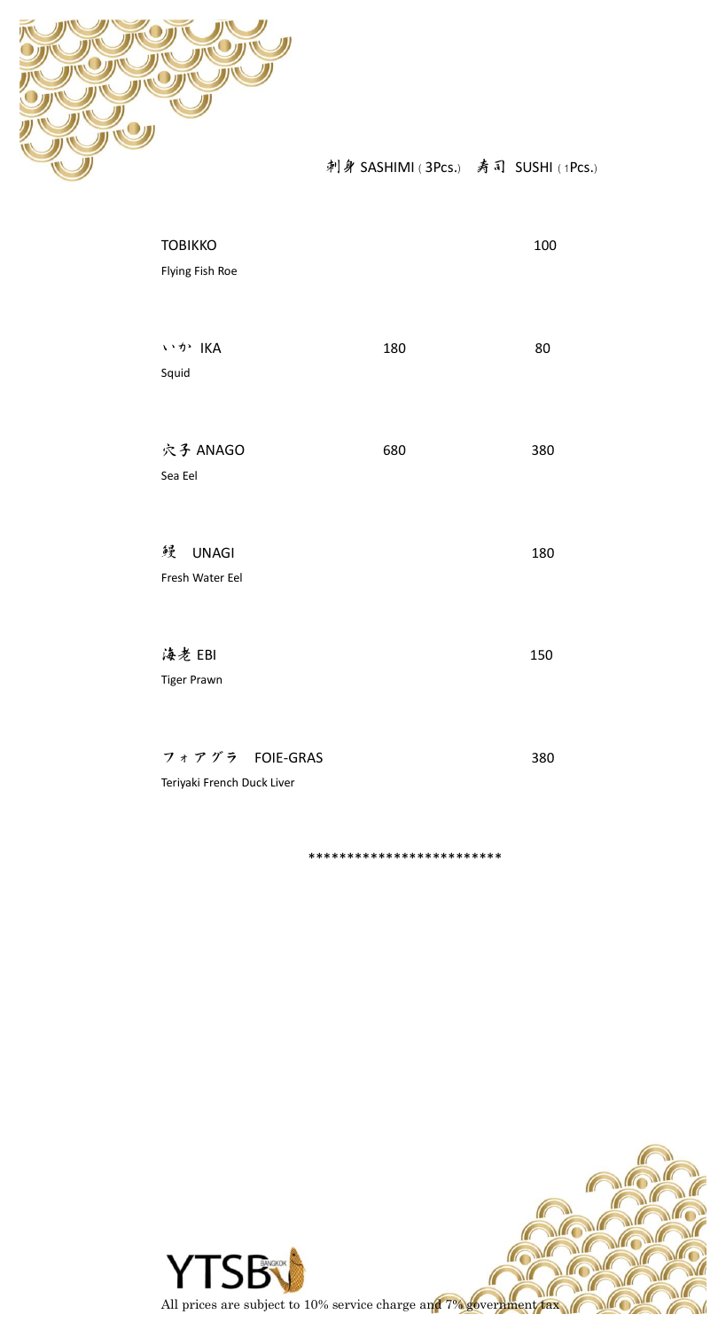## 刺身 SASHIMI（3Pcs.） 寿司 SUSHI（1Pcs.）

| Item | 刺身 SASHIMI (3Pcs.) | 寿司 SUSHI (1Pcs.) |
|---|---|---|
| TOBIKKO<br>Flying Fish Roe | | 100 |
| いか IKA<br>Squid | 180 | 80 |
| 穴子 ANAGO<br>Sea Eel | 680 | 380 |
| 鰻 UNAGI<br>Fresh Water Eel | | 180 |
| 海老 EBI<br>Tiger Prawn | | 150 |
| フォアグラ FOIE-GRAS<br>Teriyaki French Duck Liver | | 380 |

************************

YTSB BANGKOK

All prices are subject to 10% service charge and 7% government tax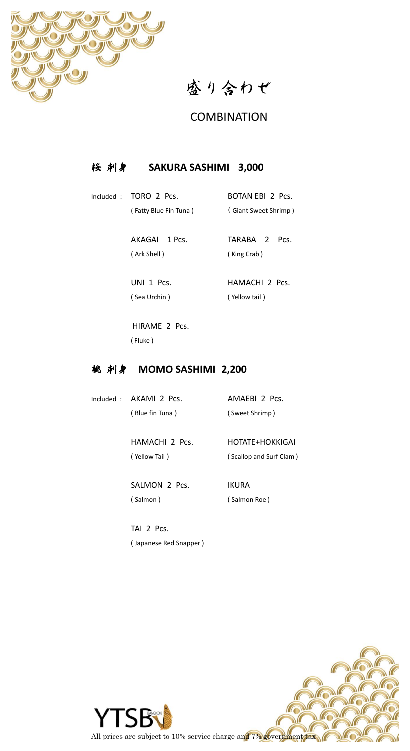# 盛り合わせ

## COMBINATION

### 桜 刺身 **SAKURA SASHIMI 3,000**

Included :

| | |
|---|---|
| TORO 2 Pcs. ( Fatty Blue Fin Tuna ) | BOTAN EBI 2 Pcs. ( Giant Sweet Shrimp ) |
| AKAGAI 1 Pcs. ( Ark Shell ) | TARABA 2 Pcs. ( King Crab ) |
| UNI 1 Pcs. ( Sea Urchin ) | HAMACHI 2 Pcs. ( Yellow tail ) |
| HIRAME 2 Pcs. ( Fluke ) | |

### 桃 刺身 **MOMO SASHIMI 2,200**

Included :

| | |
|---|---|
| AKAMI 2 Pcs. ( Blue fin Tuna ) | AMAEBI 2 Pcs. ( Sweet Shrimp ) |
| HAMACHI 2 Pcs. ( Yellow Tail ) | HOTATE+HOKKIGAI ( Scallop and Surf Clam ) |
| SALMON 2 Pcs. ( Salmon ) | IKURA ( Salmon Roe ) |
| TAI 2 Pcs. ( Japanese Red Snapper ) | |

YTSB BANGKOK

All prices are subject to 10% service charge and 7% government tax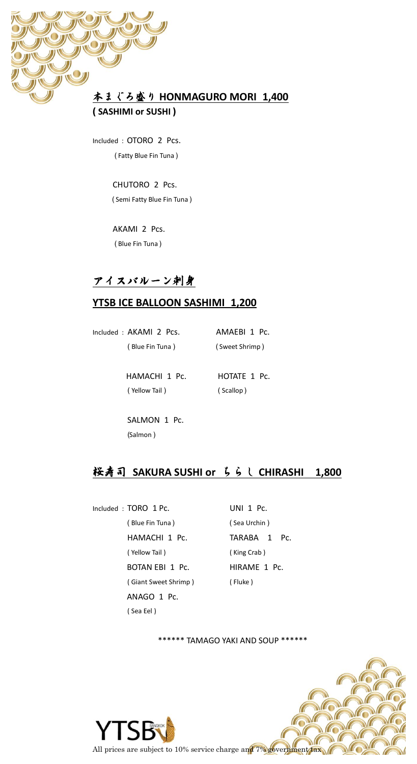## 本まぐろ盛り **HONMAGURO MORI 1,400**

**( SASHIMI or SUSHI )**

Included : OTORO 2 Pcs.
( Fatty Blue Fin Tuna )

CHUTORO 2 Pcs.
( Semi Fatty Blue Fin Tuna )

AKAMI 2 Pcs.
( Blue Fin Tuna )

## アイスバルーン刺身

## YTSB ICE BALLOON SASHIMI 1,200

Included : AKAMI 2 Pcs.
( Blue Fin Tuna )

AMAEBI 1 Pc.
( Sweet Shrimp )

HAMACHI 1 Pc.
( Yellow Tail )

HOTATE 1 Pc.
( Scallop )

SALMON 1 Pc.
(Salmon )

## 桜寿司 **SAKURA SUSHI or** ちらし **CHIRASHI 1,800**

Included : TORO 1 Pc.
( Blue Fin Tuna )

UNI 1 Pc.
( Sea Urchin )

HAMACHI 1 Pc.
( Yellow Tail )

TARABA 1 Pc.
( King Crab )

BOTAN EBI 1 Pc.
( Giant Sweet Shrimp )

HIRAME 1 Pc.
( Fluke )

ANAGO 1 Pc.
( Sea Eel )

****** TAMAGO YAKI AND SOUP ******

YTSB BANGKOK

All prices are subject to 10% service charge and 7% government tax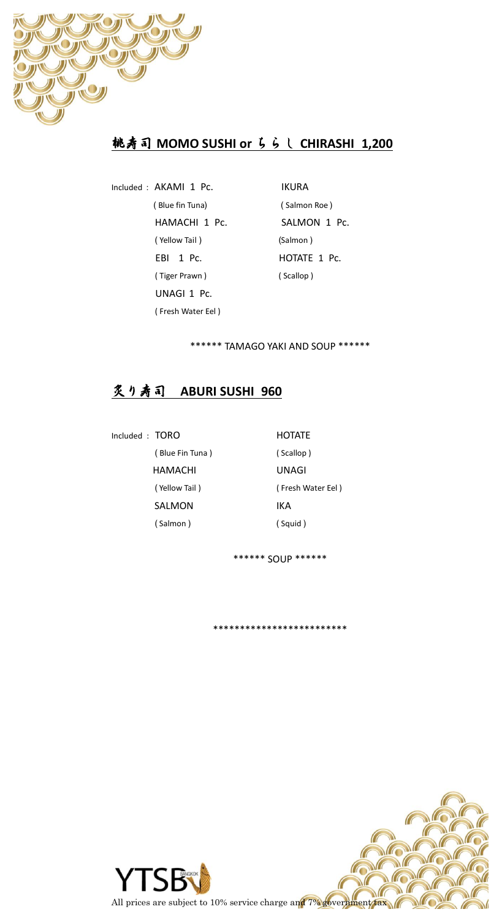## 桃寿司 MOMO SUSHI or ちらし CHIRASHI 1,200

Included : AKAMI 1 Pc. (Blue fin Tuna)
HAMACHI 1 Pc. (Yellow Tail)
EBI 1 Pc. (Tiger Prawn)
UNAGI 1 Pc. (Fresh Water Eel)
IKURA (Salmon Roe)
SALMON 1 Pc. (Salmon)
HOTATE 1 Pc. (Scallop)

****** TAMAGO YAKI AND SOUP ******

## 炙り寿司 ABURI SUSHI 960

Included : TORO (Blue Fin Tuna)
HAMACHI (Yellow Tail)
SALMON (Salmon)
HOTATE (Scallop)
UNAGI (Fresh Water Eel)
IKA (Squid)

****** SOUP ******

*************************

YTSB BANGKOK

All prices are subject to 10% service charge and 7% government tax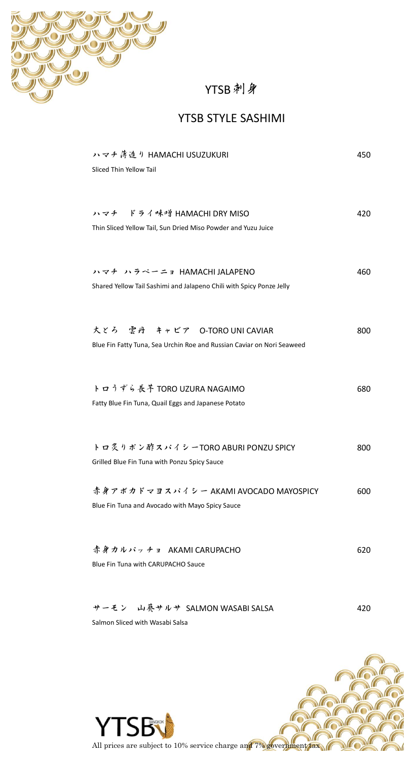# YTSB 刺身

## YTSB STYLE SASHIMI

| | |
|---|---|
| ハマチ薄造り HAMACHI USUZUKURI<br>Sliced Thin Yellow Tail | 450 |
| ハマチ　ドライ味噌 HAMACHI DRY MISO<br>Thin Sliced Yellow Tail, Sun Dried Miso Powder and Yuzu Juice | 420 |
| ハマチ ハラペーニョ HAMACHI JALAPENO<br>Shared Yellow Tail Sashimi and Jalapeno Chili with Spicy Ponze Jelly | 460 |
| 大とろ　雲丹　キャビア　O-TORO UNI CAVIAR<br>Blue Fin Fatty Tuna, Sea Urchin Roe and Russian Caviar on Nori Seaweed | 800 |
| トロうずら長芋 TORO UZURA NAGAIMO<br>Fatty Blue Fin Tuna, Quail Eggs and Japanese Potato | 680 |
| トロ炙りポン酢スパイシーTORO ABURI PONZU SPICY<br>Grilled Blue Fin Tuna with Ponzu Spicy Sauce | 800 |
| 赤身アボカドマヨスパイシー AKAMI AVOCADO MAYOSPICY<br>Blue Fin Tuna and Avocado with Mayo Spicy Sauce | 600 |
| 赤身カルパッチョ　AKAMI CARUPACHO<br>Blue Fin Tuna with CARUPACHO Sauce | 620 |
| サーモン　山葵サルサ　SALMON WASABI SALSA<br>Salmon Sliced with Wasabi Salsa | 420 |

All prices are subject to 10% service charge and 7% government tax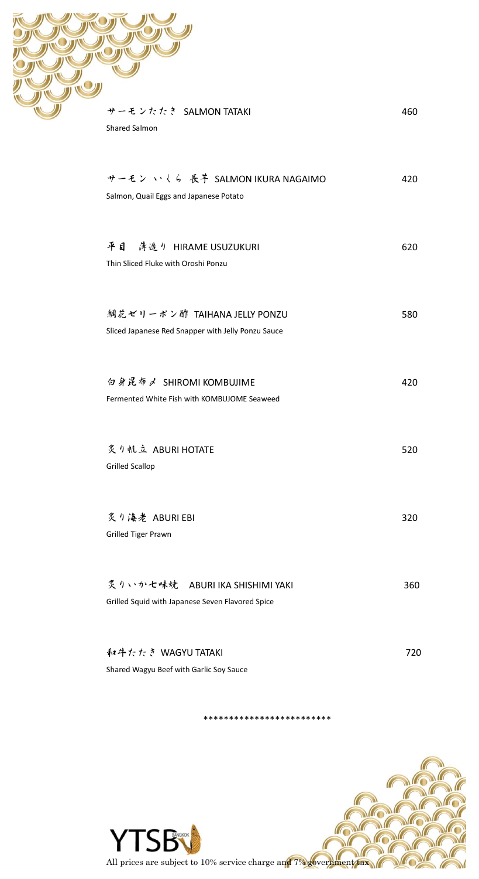サーモンたたき SALMON TATAKI 460

Shared Salmon

サーモン いくら 長芋 SALMON IKURA NAGAIMO 420

Salmon, Quail Eggs and Japanese Potato

平目 薄造り HIRAME USUZUKURI 620

Thin Sliced Fluke with Oroshi Ponzu

鯛花ゼリーポン酢 TAIHANA JELLY PONZU 580

Sliced Japanese Red Snapper with Jelly Ponzu Sauce

白身昆布〆 SHIROMI KOMBUJIME 420

Fermented White Fish with KOMBUJOME Seaweed

炙り帆立 ABURI HOTATE 520

Grilled Scallop

炙り海老 ABURI EBI 320

Grilled Tiger Prawn

炙りいか七味焼 ABURI IKA SHISHIMI YAKI 360

Grilled Squid with Japanese Seven Flavored Spice

和牛たたき WAGYU TATAKI 720

Shared Wagyu Beef with Garlic Soy Sauce

************************

YTSB BANGKOK

All prices are subject to 10% service charge and 7% government tax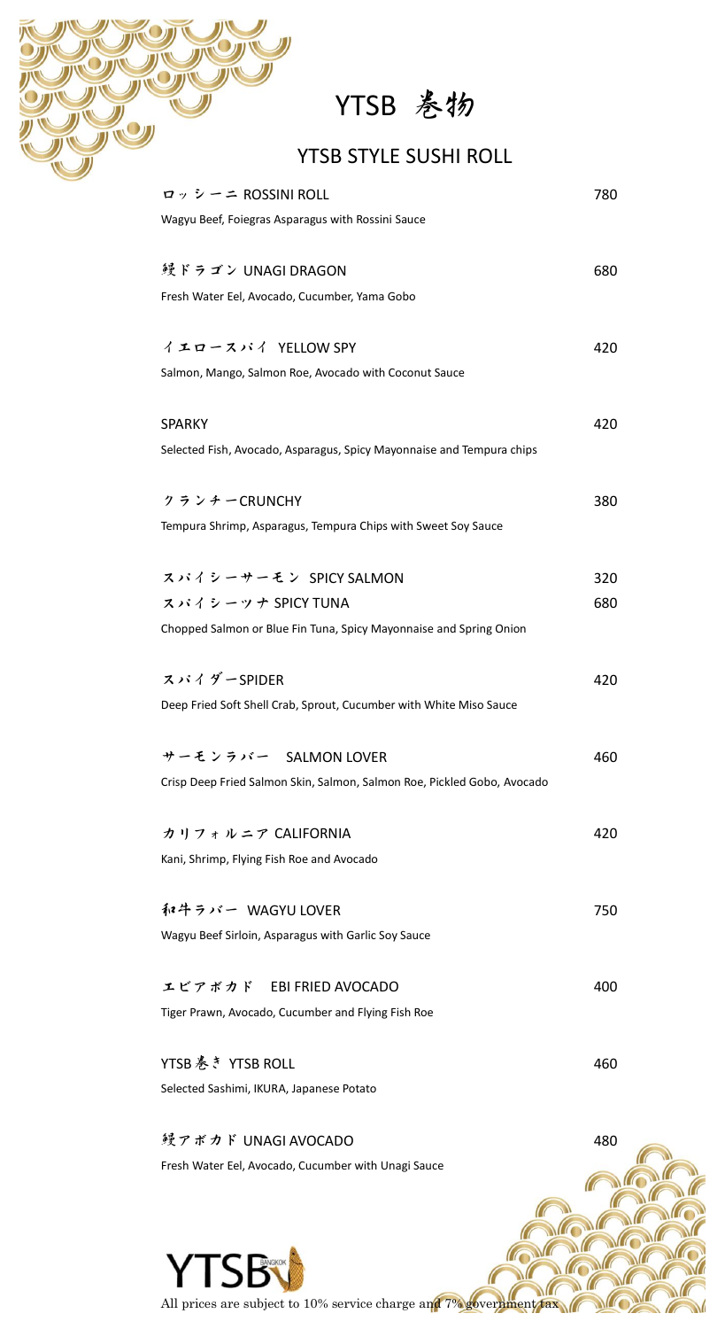# YTSB 巻物

## YTSB STYLE SUSHI ROLL

**ロッシーニ ROSSINI ROLL** 780
Wagyu Beef, Foiegras Asparagus with Rossini Sauce

**鰻ドラゴン UNAGI DRAGON** 680
Fresh Water Eel, Avocado, Cucumber, Yama Gobo

**イエロースパイ YELLOW SPY** 420
Salmon, Mango, Salmon Roe, Avocado with Coconut Sauce

**SPARKY** 420
Selected Fish, Avocado, Asparagus, Spicy Mayonnaise and Tempura chips

**クランチーCRUNCHY** 380
Tempura Shrimp, Asparagus, Tempura Chips with Sweet Soy Sauce

**スパイシーサーモン SPICY SALMON** 320
**スパイシーツナ SPICY TUNA** 680
Chopped Salmon or Blue Fin Tuna, Spicy Mayonnaise and Spring Onion

**スパイダーSPIDER** 420
Deep Fried Soft Shell Crab, Sprout, Cucumber with White Miso Sauce

**サーモンラバー SALMON LOVER** 460
Crisp Deep Fried Salmon Skin, Salmon, Salmon Roe, Pickled Gobo, Avocado

**カリフォルニア CALIFORNIA** 420
Kani, Shrimp, Flying Fish Roe and Avocado

**和牛ラバー WAGYU LOVER** 750
Wagyu Beef Sirloin, Asparagus with Garlic Soy Sauce

**エビアボカド EBI FRIED AVOCADO** 400
Tiger Prawn, Avocado, Cucumber and Flying Fish Roe

**YTSB 巻き YTSB ROLL** 460
Selected Sashimi, IKURA, Japanese Potato

**鰻アボカド UNAGI AVOCADO** 480
Fresh Water Eel, Avocado, Cucumber with Unagi Sauce

All prices are subject to 10% service charge and 7% government tax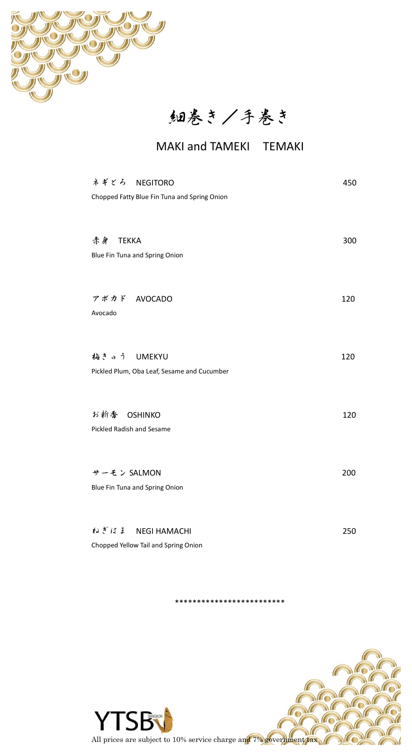# 細巻き／手巻き

## MAKI and TAMEKI　TEMAKI

**ネギとろ　NEGITORO** — 450
Chopped Fatty Blue Fin Tuna and Spring Onion

**赤身　TEKKA** — 300
Blue Fin Tuna and Spring Onion

**アボカド　AVOCADO** — 120
Avocado

**梅きゅう　UMEKYU** — 120
Pickled Plum, Oba Leaf, Sesame and Cucumber

**お新香　OSHINKO** — 120
Pickled Radish and Sesame

**サーモン SALMON** — 200
Blue Fin Tuna and Spring Onion

**ねぎはま　NEGI HAMACHI** — 250
Chopped Yellow Tail and Spring Onion

************************

YTSB BANGKOK

All prices are subject to 10% service charge and 7% government tax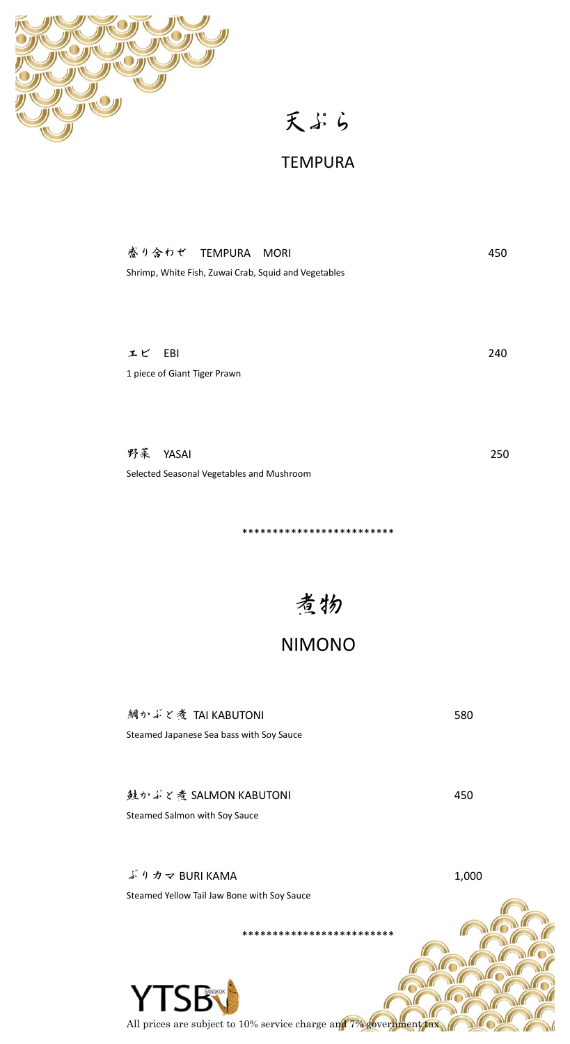# 天ぷら

## TEMPURA

盛り合わせ　TEMPURA　MORI　450

Shrimp, White Fish, Zuwai Crab, Squid and Vegetables

エビ　EBI　240

1 piece of Giant Tiger Prawn

野菜　YASAI　250

Selected Seasonal Vegetables and Mushroom

************************

# 煮物

## NIMONO

鯛かぶと煮 TAI KABUTONI　580

Steamed Japanese Sea bass with Soy Sauce

鮭かぶと煮 SALMON KABUTONI　450

Steamed Salmon with Soy Sauce

ぶりカマ BURI KAMA　1,000

Steamed Yellow Tail Jaw Bone with Soy Sauce

************************

YTSB BANGKOK

All prices are subject to 10% service charge and 7% government tax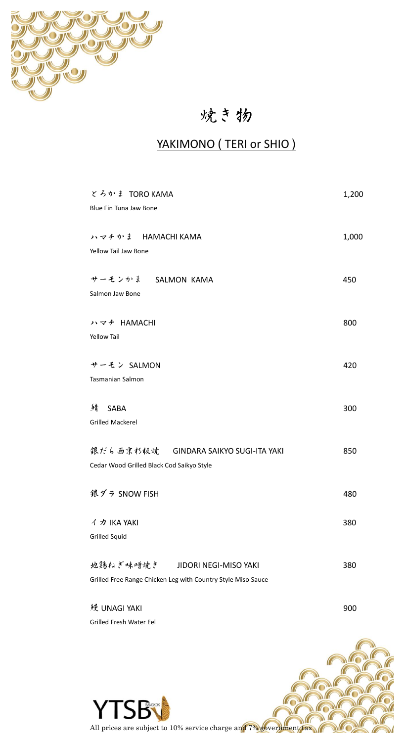# 焼き物

## YAKIMONO ( TERI or SHIO )

| Item | Price |
| --- | --- |
| とろかま TORO KAMA<br>Blue Fin Tuna Jaw Bone | 1,200 |
| ハマチかま HAMACHI KAMA<br>Yellow Tail Jaw Bone | 1,000 |
| サーモンかま SALMON KAMA<br>Salmon Jaw Bone | 450 |
| ハマチ HAMACHI<br>Yellow Tail | 800 |
| サーモン SALMON<br>Tasmanian Salmon | 420 |
| 鯖 SABA<br>Grilled Mackerel | 300 |
| 銀だら西京杉板焼 GINDARA SAIKYO SUGI-ITA YAKI<br>Cedar Wood Grilled Black Cod Saikyo Style | 850 |
| 銀ダラ SNOW FISH | 480 |
| イカ IKA YAKI<br>Grilled Squid | 380 |
| 地鶏ねぎ味噌焼き JIDORI NEGI-MISO YAKI<br>Grilled Free Range Chicken Leg with Country Style Miso Sauce | 380 |
| 鰻 UNAGI YAKI<br>Grilled Fresh Water Eel | 900 |

YTSB BANGKOK

All prices are subject to 10% service charge and 7% government tax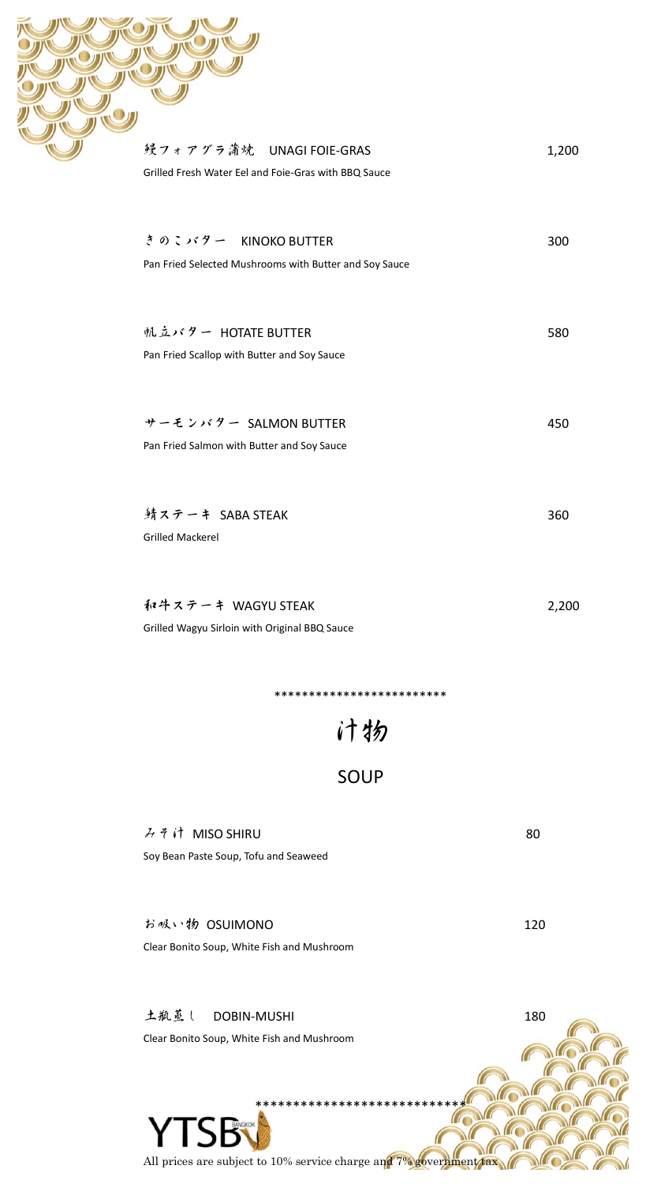鰻フォアグラ蒲焼　UNAGI FOIE-GRAS　1,200
Grilled Fresh Water Eel and Foie-Gras with BBQ Sauce

きのこバター　KINOKO BUTTER　300
Pan Fried Selected Mushrooms with Butter and Soy Sauce

帆立バター　HOTATE BUTTER　580
Pan Fried Scallop with Butter and Soy Sauce

サーモンバター　SALMON BUTTER　450
Pan Fried Salmon with Butter and Soy Sauce

鯖ステーキ　SABA STEAK　360
Grilled Mackerel

和牛ステーキ　WAGYU STEAK　2,200
Grilled Wagyu Sirloin with Original BBQ Sauce

************************

# 汁物

## SOUP

みそ汁　MISO SHIRU　80
Soy Bean Paste Soup, Tofu and Seaweed

お吸い物　OSUIMONO　120
Clear Bonito Soup, White Fish and Mushroom

土瓶蒸し　DOBIN-MUSHI　180
Clear Bonito Soup, White Fish and Mushroom

***************************

YTSB BANGKOK

All prices are subject to 10% service charge and 7% government tax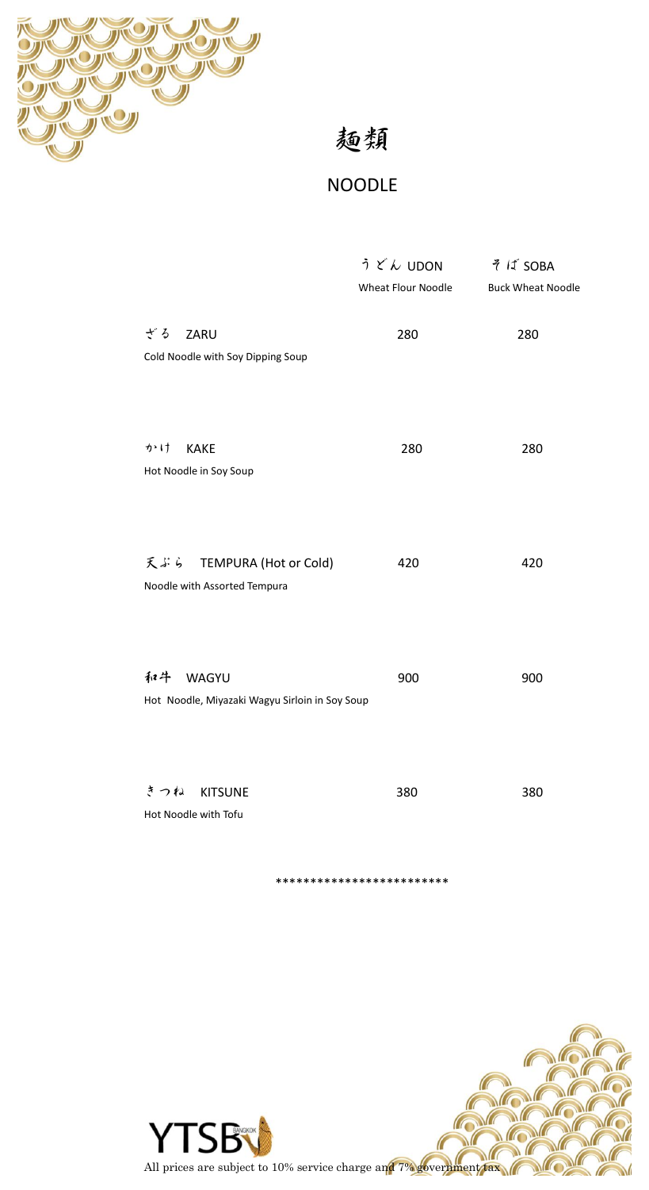# 麺類

## NOODLE

| | うどん UDON<br>Wheat Flour Noodle | そば SOBA<br>Buck Wheat Noodle |
|---|---|---|
| ざる ZARU<br>Cold Noodle with Soy Dipping Soup | 280 | 280 |
| かけ KAKE<br>Hot Noodle in Soy Soup | 280 | 280 |
| 天ぷら TEMPURA (Hot or Cold)<br>Noodle with Assorted Tempura | 420 | 420 |
| 和牛 WAGYU<br>Hot Noodle, Miyazaki Wagyu Sirloin in Soy Soup | 900 | 900 |
| きつね KITSUNE<br>Hot Noodle with Tofu | 380 | 380 |

************************

YTSB BANGKOK

All prices are subject to 10% service charge and 7% government tax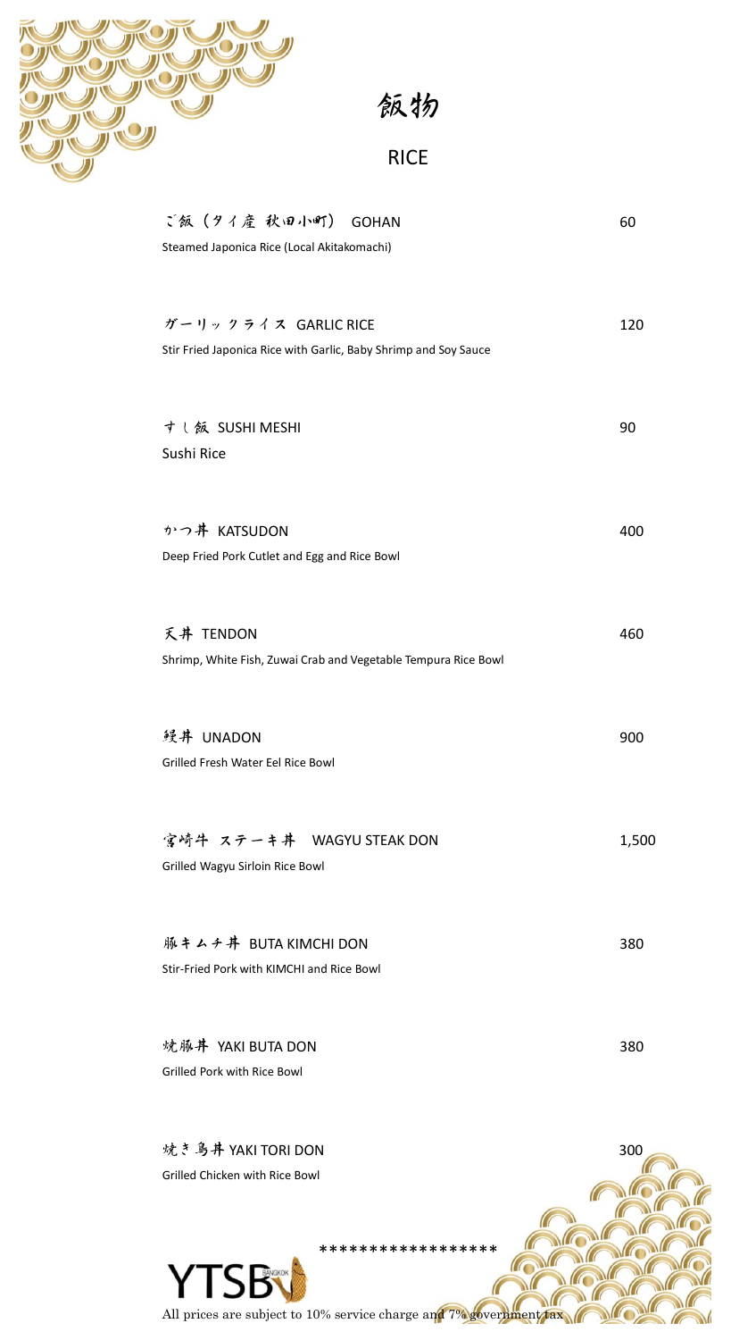# 飯物

## RICE

| Item | Price |
| --- | --- |
| ご飯（タイ産 秋田小町） GOHAN<br>Steamed Japonica Rice (Local Akitakomachi) | 60 |
| ガーリックライス GARLIC RICE<br>Stir Fried Japonica Rice with Garlic, Baby Shrimp and Soy Sauce | 120 |
| すし飯 SUSHI MESHI<br>Sushi Rice | 90 |
| かつ丼 KATSUDON<br>Deep Fried Pork Cutlet and Egg and Rice Bowl | 400 |
| 天丼 TENDON<br>Shrimp, White Fish, Zuwai Crab and Vegetable Tempura Rice Bowl | 460 |
| 鰻丼 UNADON<br>Grilled Fresh Water Eel Rice Bowl | 900 |
| 宮崎牛 ステーキ丼 WAGYU STEAK DON<br>Grilled Wagyu Sirloin Rice Bowl | 1,500 |
| 豚キムチ丼 BUTA KIMCHI DON<br>Stir-Fried Pork with KIMCHI and Rice Bowl | 380 |
| 焼豚丼 YAKI BUTA DON<br>Grilled Pork with Rice Bowl | 380 |
| 焼き鳥丼 YAKI TORI DON<br>Grilled Chicken with Rice Bowl | 300 |

*****************

YTSB BANGKOK

All prices are subject to 10% service charge and 7% government tax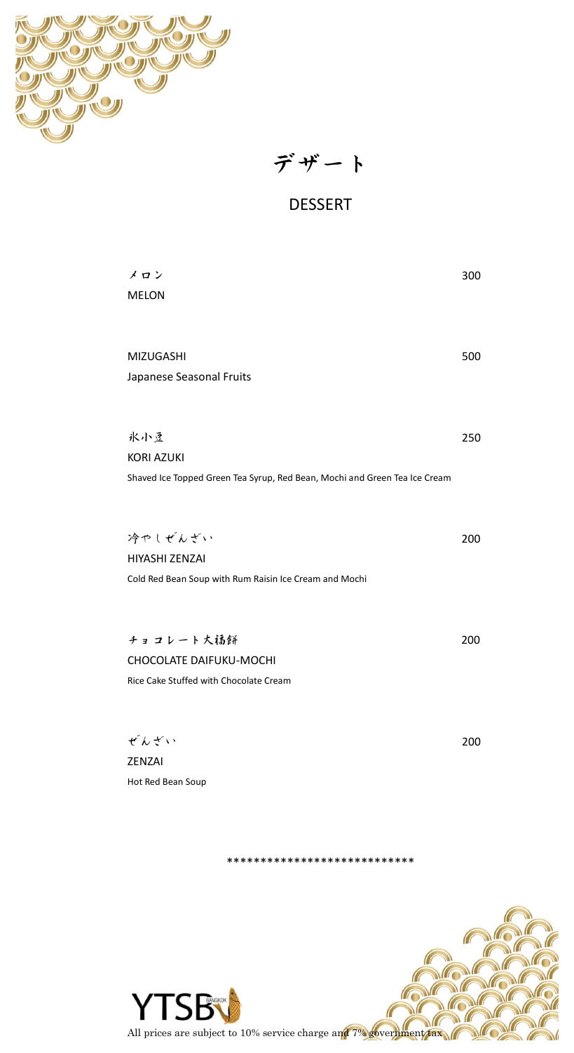# デザート

## DESSERT

メロン 300
MELON

MIZUGASHI 500
Japanese Seasonal Fruits

氷小豆 250
KORI AZUKI
Shaved Ice Topped Green Tea Syrup, Red Bean, Mochi and Green Tea Ice Cream

冷やしぜんざい 200
HIYASHI ZENZAI
Cold Red Bean Soup with Rum Raisin Ice Cream and Mochi

チョコレート大福餅 200
CHOCOLATE DAIFUKU-MOCHI
Rice Cake Stuffed with Chocolate Cream

ぜんざい 200
ZENZAI
Hot Red Bean Soup

***************************

YTSB BANGKOK

All prices are subject to 10% service charge and 7% government tax